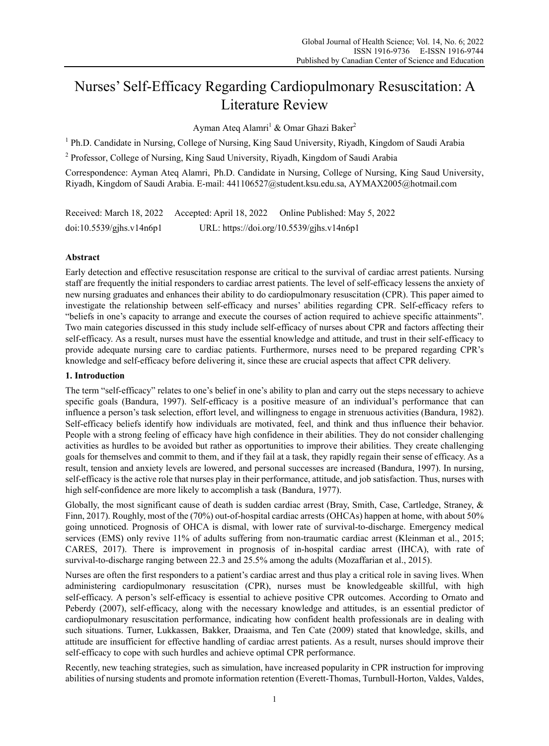# Nurses' Self-Efficacy Regarding Cardiopulmonary Resuscitation: A Literature Review

Ayman Ateq Alamri[1] & Omar Ghazi Baker[2]

[1] Ph.D. Candidate in Nursing, College of Nursing, King Saud University, Riyadh, Kingdom of Saudi Arabia

[2] Professor, College of Nursing, King Saud University, Riyadh, Kingdom of Saudi Arabia

Correspondence: Ayman Ateq Alamri, Ph.D. Candidate in Nursing, College of Nursing, King Saud University, Riyadh, Kingdom of Saudi Arabia. E-mail: 441106527@student.ksu.edu.sa, AYMAX2005@hotmail.com

Received: March 18, 2022 Accepted: April 18, 2022 Online Published: May 5, 2022

doi:10.5539/gjhs.v14n6p1 URL: https://doi.org/10.5539/gjhs.v14n6p1

## Abstract

Early detection and effective resuscitation response are critical to the survival of cardiac arrest patients. Nursing staff are frequently the initial responders to cardiac arrest patients. The level of self-efficacy lessens the anxiety of new nursing graduates and enhances their ability to do cardiopulmonary resuscitation (CPR). This paper aimed to investigate the relationship between self-efficacy and nurses' abilities regarding CPR. Self-efficacy refers to "beliefs in one's capacity to arrange and execute the courses of action required to achieve specific attainments". Two main categories discussed in this study include self-efficacy of nurses about CPR and factors affecting their self-efficacy. As a result, nurses must have the essential knowledge and attitude, and trust in their self-efficacy to provide adequate nursing care to cardiac patients. Furthermore, nurses need to be prepared regarding CPR's knowledge and self-efficacy before delivering it, since these are crucial aspects that affect CPR delivery.

## 1. Introduction

The term "self-efficacy" relates to one's belief in one's ability to plan and carry out the steps necessary to achieve specific goals (Bandura, 1997). Self-efficacy is a positive measure of an individual's performance that can influence a person's task selection, effort level, and willingness to engage in strenuous activities (Bandura, 1982). Self-efficacy beliefs identify how individuals are motivated, feel, and think and thus influence their behavior. People with a strong feeling of efficacy have high confidence in their abilities. They do not consider challenging activities as hurdles to be avoided but rather as opportunities to improve their abilities. They create challenging goals for themselves and commit to them, and if they fail at a task, they rapidly regain their sense of efficacy. As a result, tension and anxiety levels are lowered, and personal successes are increased (Bandura, 1997). In nursing, self-efficacy is the active role that nurses play in their performance, attitude, and job satisfaction. Thus, nurses with high self-confidence are more likely to accomplish a task (Bandura, 1977).

Globally, the most significant cause of death is sudden cardiac arrest (Bray, Smith, Case, Cartledge, Straney, & Finn, 2017). Roughly, most of the (70%) out-of-hospital cardiac arrests (OHCAs) happen at home, with about 50% going unnoticed. Prognosis of OHCA is dismal, with lower rate of survival-to-discharge. Emergency medical services (EMS) only revive 11% of adults suffering from non-traumatic cardiac arrest (Kleinman et al., 2015; CARES, 2017). There is improvement in prognosis of in-hospital cardiac arrest (IHCA), with rate of survival-to-discharge ranging between 22.3 and 25.5% among the adults (Mozaffarian et al., 2015).

Nurses are often the first responders to a patient's cardiac arrest and thus play a critical role in saving lives. When administering cardiopulmonary resuscitation (CPR), nurses must be knowledgeable skillful, with high self-efficacy. A person's self-efficacy is essential to achieve positive CPR outcomes. According to Ornato and Peberdy (2007), self-efficacy, along with the necessary knowledge and attitudes, is an essential predictor of cardiopulmonary resuscitation performance, indicating how confident health professionals are in dealing with such situations. Turner, Lukkassen, Bakker, Draaisma, and Ten Cate (2009) stated that knowledge, skills, and attitude are insufficient for effective handling of cardiac arrest patients. As a result, nurses should improve their self-efficacy to cope with such hurdles and achieve optimal CPR performance.

Recently, new teaching strategies, such as simulation, have increased popularity in CPR instruction for improving abilities of nursing students and promote information retention (Everett-Thomas, Turnbull-Horton, Valdes, Valdes,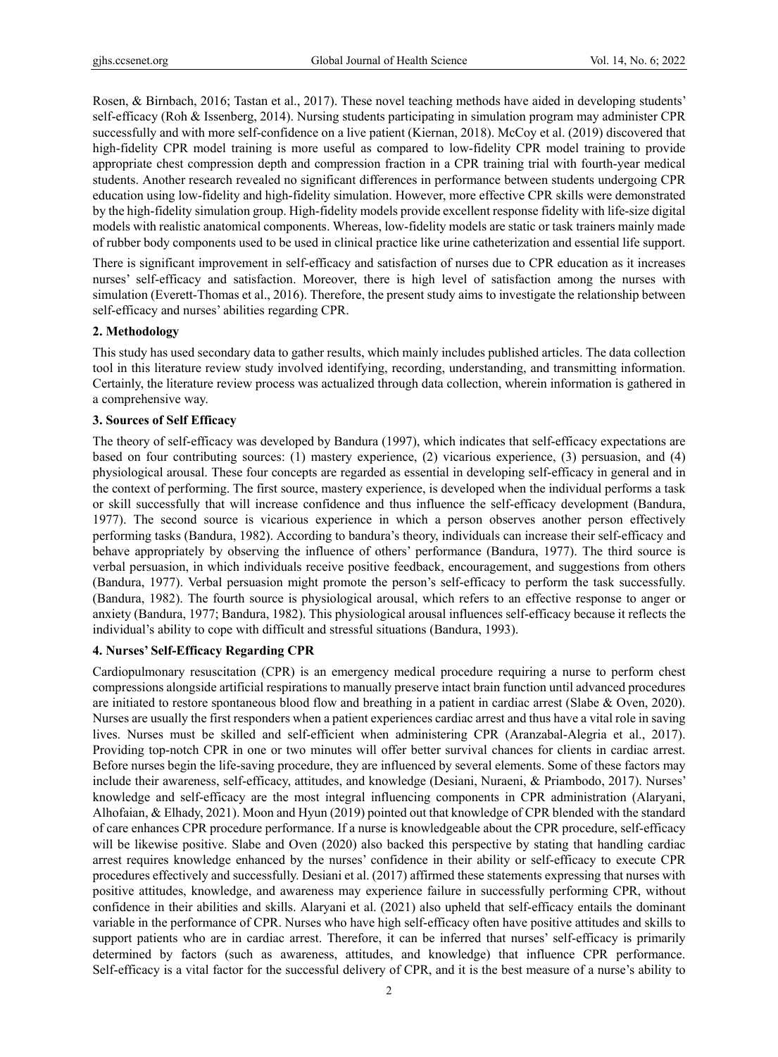Rosen, & Birnbach, 2016; Tastan et al., 2017). These novel teaching methods have aided in developing students' self-efficacy (Roh & Issenberg, 2014). Nursing students participating in simulation program may administer CPR successfully and with more self-confidence on a live patient (Kiernan, 2018). McCoy et al. (2019) discovered that high-fidelity CPR model training is more useful as compared to low-fidelity CPR model training to provide appropriate chest compression depth and compression fraction in a CPR training trial with fourth-year medical students. Another research revealed no significant differences in performance between students undergoing CPR education using low-fidelity and high-fidelity simulation. However, more effective CPR skills were demonstrated by the high-fidelity simulation group. High-fidelity models provide excellent response fidelity with life-size digital models with realistic anatomical components. Whereas, low-fidelity models are static or task trainers mainly made of rubber body components used to be used in clinical practice like urine catheterization and essential life support.

There is significant improvement in self-efficacy and satisfaction of nurses due to CPR education as it increases nurses' self-efficacy and satisfaction. Moreover, there is high level of satisfaction among the nurses with simulation (Everett-Thomas et al., 2016). Therefore, the present study aims to investigate the relationship between self-efficacy and nurses' abilities regarding CPR.

## 2. Methodology

This study has used secondary data to gather results, which mainly includes published articles. The data collection tool in this literature review study involved identifying, recording, understanding, and transmitting information. Certainly, the literature review process was actualized through data collection, wherein information is gathered in a comprehensive way.

## 3. Sources of Self Efficacy

The theory of self-efficacy was developed by Bandura (1997), which indicates that self-efficacy expectations are based on four contributing sources: (1) mastery experience, (2) vicarious experience, (3) persuasion, and (4) physiological arousal. These four concepts are regarded as essential in developing self-efficacy in general and in the context of performing. The first source, mastery experience, is developed when the individual performs a task or skill successfully that will increase confidence and thus influence the self-efficacy development (Bandura, 1977). The second source is vicarious experience in which a person observes another person effectively performing tasks (Bandura, 1982). According to bandura's theory, individuals can increase their self-efficacy and behave appropriately by observing the influence of others' performance (Bandura, 1977). The third source is verbal persuasion, in which individuals receive positive feedback, encouragement, and suggestions from others (Bandura, 1977). Verbal persuasion might promote the person's self-efficacy to perform the task successfully. (Bandura, 1982). The fourth source is physiological arousal, which refers to an effective response to anger or anxiety (Bandura, 1977; Bandura, 1982). This physiological arousal influences self-efficacy because it reflects the individual's ability to cope with difficult and stressful situations (Bandura, 1993).

## 4. Nurses' Self-Efficacy Regarding CPR

Cardiopulmonary resuscitation (CPR) is an emergency medical procedure requiring a nurse to perform chest compressions alongside artificial respirations to manually preserve intact brain function until advanced procedures are initiated to restore spontaneous blood flow and breathing in a patient in cardiac arrest (Slabe & Oven, 2020). Nurses are usually the first responders when a patient experiences cardiac arrest and thus have a vital role in saving lives. Nurses must be skilled and self-efficient when administering CPR (Aranzabal-Alegria et al., 2017). Providing top-notch CPR in one or two minutes will offer better survival chances for clients in cardiac arrest. Before nurses begin the life-saving procedure, they are influenced by several elements. Some of these factors may include their awareness, self-efficacy, attitudes, and knowledge (Desiani, Nuraeni, & Priambodo, 2017). Nurses' knowledge and self-efficacy are the most integral influencing components in CPR administration (Alaryani, Alhofaian, & Elhady, 2021). Moon and Hyun (2019) pointed out that knowledge of CPR blended with the standard of care enhances CPR procedure performance. If a nurse is knowledgeable about the CPR procedure, self-efficacy will be likewise positive. Slabe and Oven (2020) also backed this perspective by stating that handling cardiac arrest requires knowledge enhanced by the nurses' confidence in their ability or self-efficacy to execute CPR procedures effectively and successfully. Desiani et al. (2017) affirmed these statements expressing that nurses with positive attitudes, knowledge, and awareness may experience failure in successfully performing CPR, without confidence in their abilities and skills. Alaryani et al. (2021) also upheld that self-efficacy entails the dominant variable in the performance of CPR. Nurses who have high self-efficacy often have positive attitudes and skills to support patients who are in cardiac arrest. Therefore, it can be inferred that nurses' self-efficacy is primarily determined by factors (such as awareness, attitudes, and knowledge) that influence CPR performance. Self-efficacy is a vital factor for the successful delivery of CPR, and it is the best measure of a nurse's ability to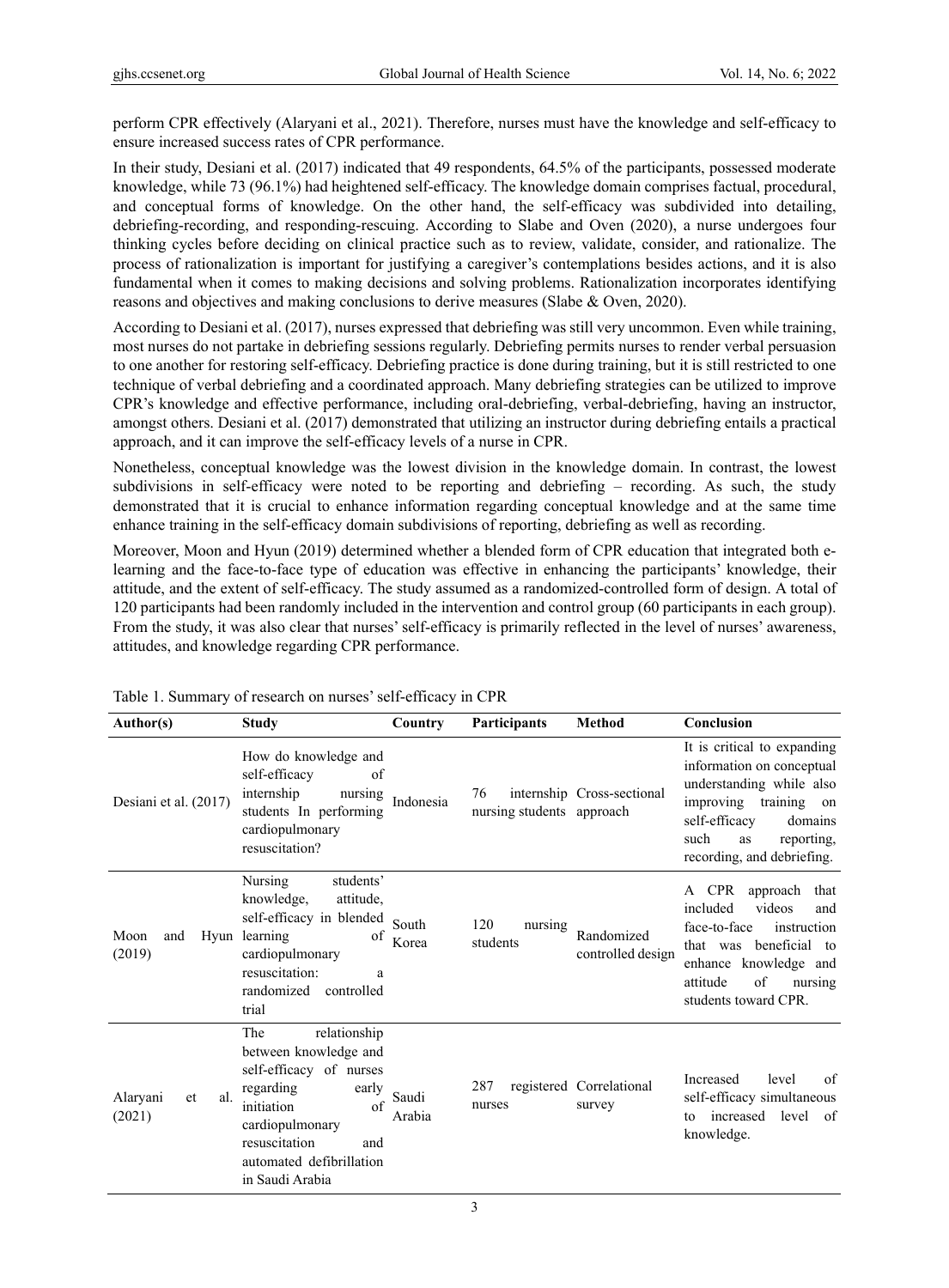perform CPR effectively (Alaryani et al., 2021). Therefore, nurses must have the knowledge and self-efficacy to ensure increased success rates of CPR performance.

In their study, Desiani et al. (2017) indicated that 49 respondents, 64.5% of the participants, possessed moderate knowledge, while 73 (96.1%) had heightened self-efficacy. The knowledge domain comprises factual, procedural, and conceptual forms of knowledge. On the other hand, the self-efficacy was subdivided into detailing, debriefing-recording, and responding-rescuing. According to Slabe and Oven (2020), a nurse undergoes four thinking cycles before deciding on clinical practice such as to review, validate, consider, and rationalize. The process of rationalization is important for justifying a caregiver's contemplations besides actions, and it is also fundamental when it comes to making decisions and solving problems. Rationalization incorporates identifying reasons and objectives and making conclusions to derive measures (Slabe & Oven, 2020).

According to Desiani et al. (2017), nurses expressed that debriefing was still very uncommon. Even while training, most nurses do not partake in debriefing sessions regularly. Debriefing permits nurses to render verbal persuasion to one another for restoring self-efficacy. Debriefing practice is done during training, but it is still restricted to one technique of verbal debriefing and a coordinated approach. Many debriefing strategies can be utilized to improve CPR's knowledge and effective performance, including oral-debriefing, verbal-debriefing, having an instructor, amongst others. Desiani et al. (2017) demonstrated that utilizing an instructor during debriefing entails a practical approach, and it can improve the self-efficacy levels of a nurse in CPR.

Nonetheless, conceptual knowledge was the lowest division in the knowledge domain. In contrast, the lowest subdivisions in self-efficacy were noted to be reporting and debriefing – recording. As such, the study demonstrated that it is crucial to enhance information regarding conceptual knowledge and at the same time enhance training in the self-efficacy domain subdivisions of reporting, debriefing as well as recording.

Moreover, Moon and Hyun (2019) determined whether a blended form of CPR education that integrated both e-learning and the face-to-face type of education was effective in enhancing the participants' knowledge, their attitude, and the extent of self-efficacy. The study assumed as a randomized-controlled form of design. A total of 120 participants had been randomly included in the intervention and control group (60 participants in each group). From the study, it was also clear that nurses' self-efficacy is primarily reflected in the level of nurses' awareness, attitudes, and knowledge regarding CPR performance.

Table 1. Summary of research on nurses' self-efficacy in CPR

| Author(s) | Study | Country | Participants | Method | Conclusion |
|---|---|---|---|---|---|
| Desiani et al. (2017) | How do knowledge and self-efficacy of internship nursing students In performing cardiopulmonary resuscitation? | Indonesia | 76 internship nursing students | Cross-sectional approach | It is critical to expanding information on conceptual understanding while also improving training on self-efficacy domains such as reporting, recording, and debriefing. |
| Moon and Hyun (2019) | Nursing students' knowledge, attitude, self-efficacy in blended learning of cardiopulmonary resuscitation: a randomized controlled trial | South Korea | 120 nursing students | Randomized controlled design | A CPR approach that included videos and face-to-face instruction that was beneficial to enhance knowledge and attitude of nursing students toward CPR. |
| Alaryani et al. (2021) | The relationship between knowledge and self-efficacy of nurses regarding early initiation of cardiopulmonary resuscitation and automated defibrillation in Saudi Arabia | Saudi Arabia | 287 registered nurses | Correlational survey | Increased level of self-efficacy simultaneous to increased level of knowledge. |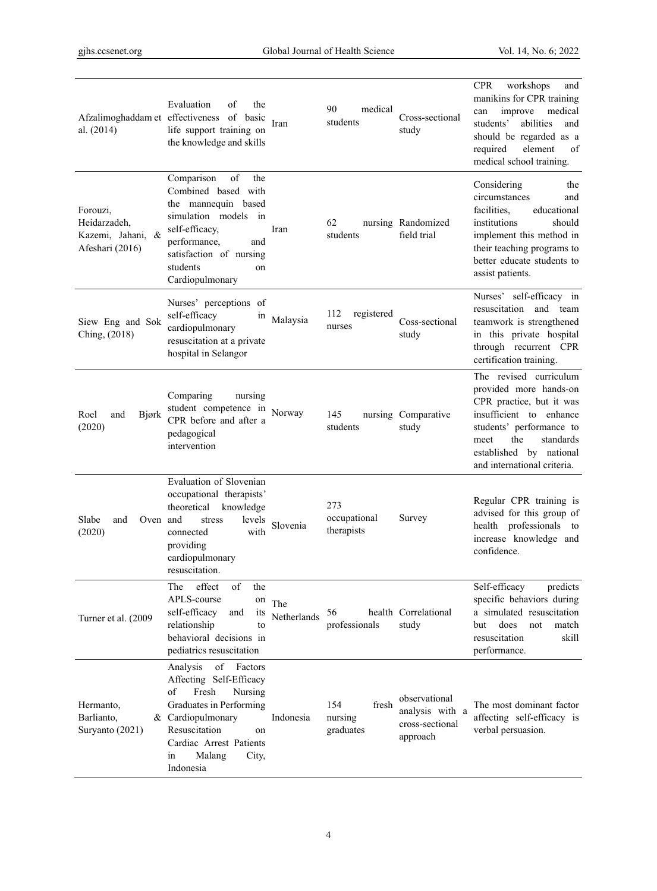| | | | | | |
|---|---|---|---|---|---|
| Afzalimoghaddam et al. (2014) | Evaluation of the effectiveness of basic life support training on the knowledge and skills | Iran | 90 medical students | Cross-sectional study | CPR workshops and manikins for CPR training can improve medical students' abilities and should be regarded as a required element of medical school training. |
| Forouzi, Heidarzadeh, Kazemi, Jahani, & Afeshari (2016) | Comparison of the Combined based with the mannequin based simulation models in self-efficacy, performance, and satisfaction of nursing students on Cardiopulmonary | Iran | 62 nursing students | Randomized field trial | Considering the circumstances and facilities, educational institutions should implement this method in their teaching programs to better educate students to assist patients. |
| Siew Eng and Sok Ching, (2018) | Nurses' perceptions of self-efficacy in cardiopulmonary resuscitation at a private hospital in Selangor | Malaysia | 112 registered nurses | Coss-sectional study | Nurses' self-efficacy in resuscitation and team teamwork is strengthened in this private hospital through recurrent CPR certification training. |
| Roel and Bjørk (2020) | Comparing nursing student competence in CPR before and after a pedagogical intervention | Norway | 145 nursing students | Comparative study | The revised curriculum provided more hands-on CPR practice, but it was insufficient to enhance students' performance to meet the standards established by national and international criteria. |
| Slabe and Oven (2020) | Evaluation of Slovenian occupational therapists' theoretical knowledge and stress levels connected with providing cardiopulmonary resuscitation. | Slovenia | 273 occupational therapists | Survey | Regular CPR training is advised for this group of health professionals to increase knowledge and confidence. |
| Turner et al. (2009 | The effect of the APLS-course on self-efficacy and its relationship to behavioral decisions in pediatrics resuscitation | The Netherlands | 56 health professionals | Correlational study | Self-efficacy predicts specific behaviors during a simulated resuscitation but does not match resuscitation skill performance. |
| Hermanto, Barlianto, & Suryanto (2021) | Analysis of Factors Affecting Self-Efficacy of Fresh Nursing Graduates in Performing Cardiopulmonary Resuscitation on Cardiac Arrest Patients in Malang City, Indonesia | Indonesia | 154 fresh nursing graduates | observational analysis with a cross-sectional approach | The most dominant factor affecting self-efficacy is verbal persuasion. |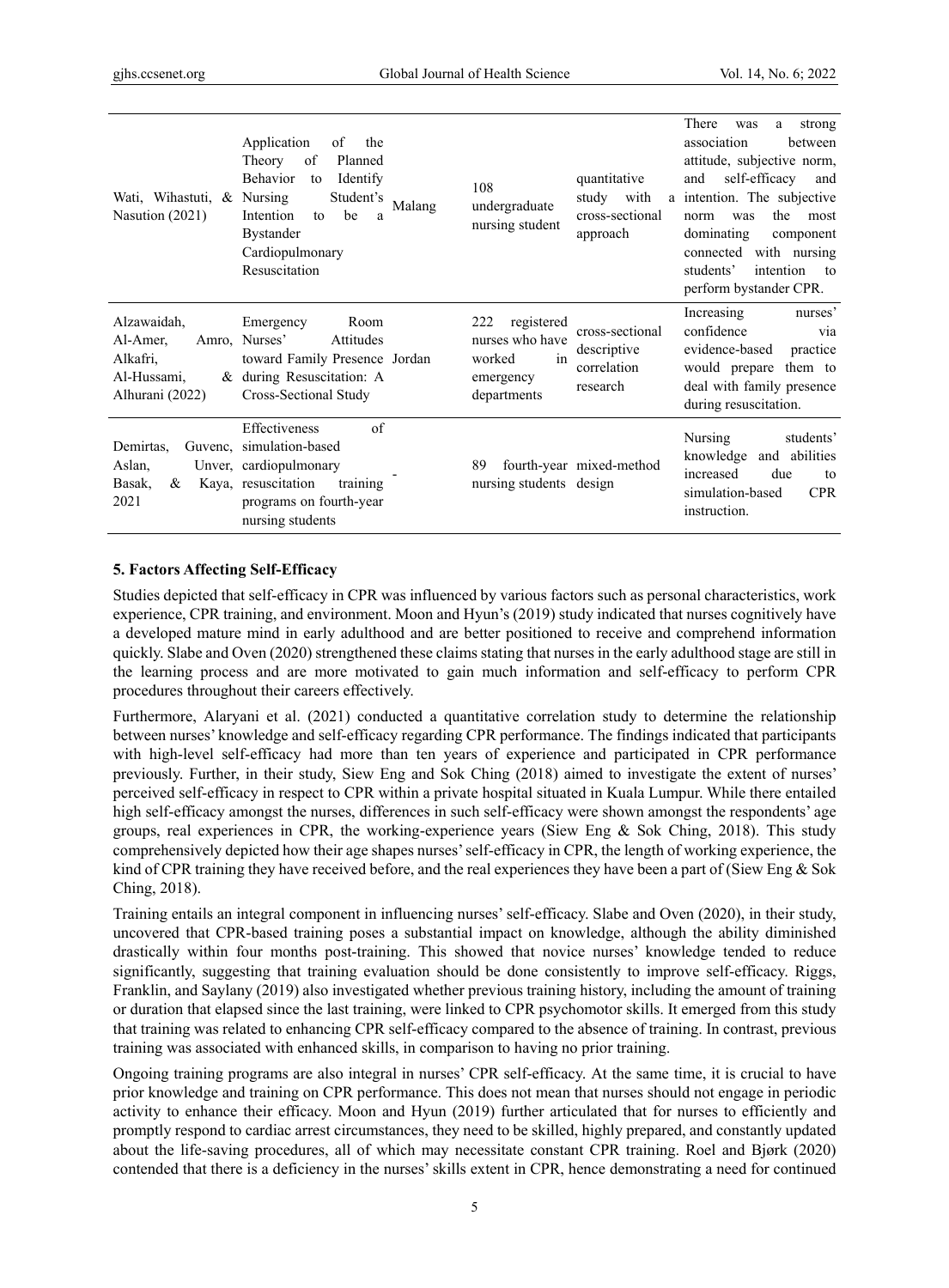| | | | | | |
|---|---|---|---|---|---|
| Wati, Wihastuti, & Nasution (2021) | Application of the Theory of Planned Behavior to Identify Nursing Student's Intention to be a Bystander Cardiopulmonary Resuscitation | Malang | 108 undergraduate nursing student | quantitative study with a cross-sectional approach | There was a strong association between attitude, subjective norm, and self-efficacy and intention. The subjective norm was the most dominating component connected with nursing students' intention to perform bystander CPR. |
| Alzawaidah, Al-Amer, Amro, Alkafri, Al-Hussami, & Alhurani (2022) | Emergency Room Nurses' Attitudes toward Family Presence during Resuscitation: A Cross-Sectional Study | Jordan | 222 registered nurses who have worked in emergency departments | cross-sectional descriptive correlation research | Increasing nurses' confidence via evidence-based practice would prepare them to deal with family presence during resuscitation. |
| Demirtas, Guvenc, Aslan, Unver, Basak, & Kaya, 2021 | Effectiveness of simulation-based cardiopulmonary resuscitation training programs on fourth-year nursing students | - | 89 fourth-year nursing students | mixed-method design | Nursing students' knowledge and abilities increased due to simulation-based CPR instruction. |

## 5. Factors Affecting Self-Efficacy

Studies depicted that self-efficacy in CPR was influenced by various factors such as personal characteristics, work experience, CPR training, and environment. Moon and Hyun's (2019) study indicated that nurses cognitively have a developed mature mind in early adulthood and are better positioned to receive and comprehend information quickly. Slabe and Oven (2020) strengthened these claims stating that nurses in the early adulthood stage are still in the learning process and are more motivated to gain much information and self-efficacy to perform CPR procedures throughout their careers effectively.

Furthermore, Alaryani et al. (2021) conducted a quantitative correlation study to determine the relationship between nurses' knowledge and self-efficacy regarding CPR performance. The findings indicated that participants with high-level self-efficacy had more than ten years of experience and participated in CPR performance previously. Further, in their study, Siew Eng and Sok Ching (2018) aimed to investigate the extent of nurses' perceived self-efficacy in respect to CPR within a private hospital situated in Kuala Lumpur. While there entailed high self-efficacy amongst the nurses, differences in such self-efficacy were shown amongst the respondents' age groups, real experiences in CPR, the working-experience years (Siew Eng & Sok Ching, 2018). This study comprehensively depicted how their age shapes nurses' self-efficacy in CPR, the length of working experience, the kind of CPR training they have received before, and the real experiences they have been a part of (Siew Eng & Sok Ching, 2018).

Training entails an integral component in influencing nurses' self-efficacy. Slabe and Oven (2020), in their study, uncovered that CPR-based training poses a substantial impact on knowledge, although the ability diminished drastically within four months post-training. This showed that novice nurses' knowledge tended to reduce significantly, suggesting that training evaluation should be done consistently to improve self-efficacy. Riggs, Franklin, and Saylany (2019) also investigated whether previous training history, including the amount of training or duration that elapsed since the last training, were linked to CPR psychomotor skills. It emerged from this study that training was related to enhancing CPR self-efficacy compared to the absence of training. In contrast, previous training was associated with enhanced skills, in comparison to having no prior training.

Ongoing training programs are also integral in nurses' CPR self-efficacy. At the same time, it is crucial to have prior knowledge and training on CPR performance. This does not mean that nurses should not engage in periodic activity to enhance their efficacy. Moon and Hyun (2019) further articulated that for nurses to efficiently and promptly respond to cardiac arrest circumstances, they need to be skilled, highly prepared, and constantly updated about the life-saving procedures, all of which may necessitate constant CPR training. Roel and Bjørk (2020) contended that there is a deficiency in the nurses' skills extent in CPR, hence demonstrating a need for continued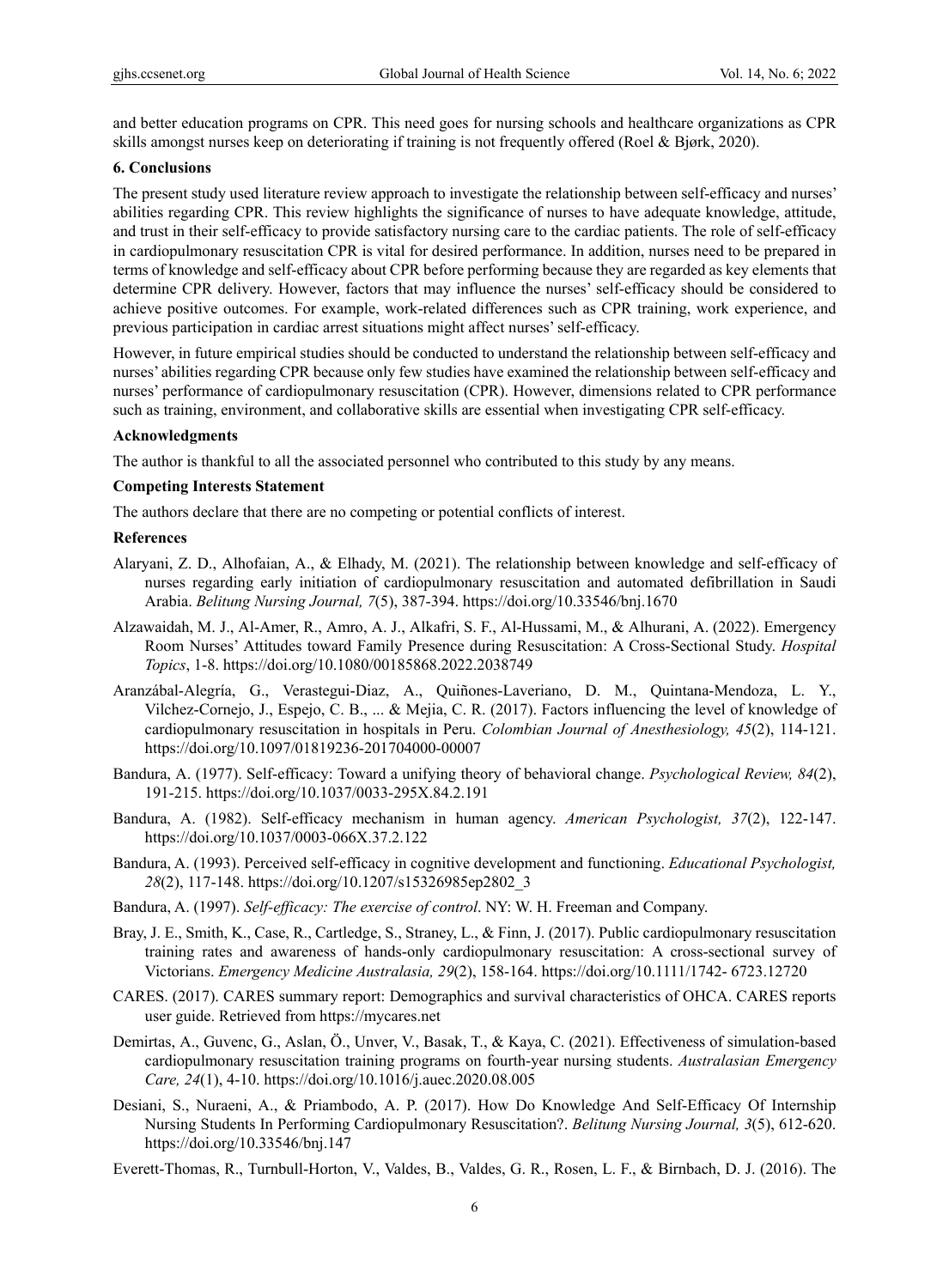and better education programs on CPR. This need goes for nursing schools and healthcare organizations as CPR skills amongst nurses keep on deteriorating if training is not frequently offered (Roel & Bjørk, 2020).

## 6. Conclusions

The present study used literature review approach to investigate the relationship between self-efficacy and nurses' abilities regarding CPR. This review highlights the significance of nurses to have adequate knowledge, attitude, and trust in their self-efficacy to provide satisfactory nursing care to the cardiac patients. The role of self-efficacy in cardiopulmonary resuscitation CPR is vital for desired performance. In addition, nurses need to be prepared in terms of knowledge and self-efficacy about CPR before performing because they are regarded as key elements that determine CPR delivery. However, factors that may influence the nurses' self-efficacy should be considered to achieve positive outcomes. For example, work-related differences such as CPR training, work experience, and previous participation in cardiac arrest situations might affect nurses' self-efficacy.

However, in future empirical studies should be conducted to understand the relationship between self-efficacy and nurses' abilities regarding CPR because only few studies have examined the relationship between self-efficacy and nurses' performance of cardiopulmonary resuscitation (CPR). However, dimensions related to CPR performance such as training, environment, and collaborative skills are essential when investigating CPR self-efficacy.

### Acknowledgments

The author is thankful to all the associated personnel who contributed to this study by any means.

### Competing Interests Statement

The authors declare that there are no competing or potential conflicts of interest.

### References

Alaryani, Z. D., Alhofaian, A., & Elhady, M. (2021). The relationship between knowledge and self-efficacy of nurses regarding early initiation of cardiopulmonary resuscitation and automated defibrillation in Saudi Arabia. *Belitung Nursing Journal, 7*(5), 387-394. https://doi.org/10.33546/bnj.1670

Alzawaidah, M. J., Al-Amer, R., Amro, A. J., Alkafri, S. F., Al-Hussami, M., & Alhurani, A. (2022). Emergency Room Nurses' Attitudes toward Family Presence during Resuscitation: A Cross-Sectional Study. *Hospital Topics*, 1-8. https://doi.org/10.1080/00185868.2022.2038749

Aranzábal-Alegría, G., Verastegui-Diaz, A., Quiñones-Laveriano, D. M., Quintana-Mendoza, L. Y., Vilchez-Cornejo, J., Espejo, C. B., ... & Mejia, C. R. (2017). Factors influencing the level of knowledge of cardiopulmonary resuscitation in hospitals in Peru. *Colombian Journal of Anesthesiology, 45*(2), 114-121. https://doi.org/10.1097/01819236-201704000-00007

Bandura, A. (1977). Self-efficacy: Toward a unifying theory of behavioral change. *Psychological Review, 84*(2), 191-215. https://doi.org/10.1037/0033-295X.84.2.191

Bandura, A. (1982). Self-efficacy mechanism in human agency. *American Psychologist, 37*(2), 122-147. https://doi.org/10.1037/0003-066X.37.2.122

Bandura, A. (1993). Perceived self-efficacy in cognitive development and functioning. *Educational Psychologist, 28*(2), 117-148. https://doi.org/10.1207/s15326985ep2802_3

Bandura, A. (1997). *Self-efficacy: The exercise of control*. NY: W. H. Freeman and Company.

Bray, J. E., Smith, K., Case, R., Cartledge, S., Straney, L., & Finn, J. (2017). Public cardiopulmonary resuscitation training rates and awareness of hands-only cardiopulmonary resuscitation: A cross-sectional survey of Victorians. *Emergency Medicine Australasia, 29*(2), 158-164. https://doi.org/10.1111/1742- 6723.12720

CARES. (2017). CARES summary report: Demographics and survival characteristics of OHCA. CARES reports user guide. Retrieved from https://mycares.net

Demirtas, A., Guvenc, G., Aslan, Ö., Unver, V., Basak, T., & Kaya, C. (2021). Effectiveness of simulation-based cardiopulmonary resuscitation training programs on fourth-year nursing students. *Australasian Emergency Care, 24*(1), 4-10. https://doi.org/10.1016/j.auec.2020.08.005

Desiani, S., Nuraeni, A., & Priambodo, A. P. (2017). How Do Knowledge And Self-Efficacy Of Internship Nursing Students In Performing Cardiopulmonary Resuscitation?. *Belitung Nursing Journal, 3*(5), 612-620. https://doi.org/10.33546/bnj.147

Everett-Thomas, R., Turnbull-Horton, V., Valdes, B., Valdes, G. R., Rosen, L. F., & Birnbach, D. J. (2016). The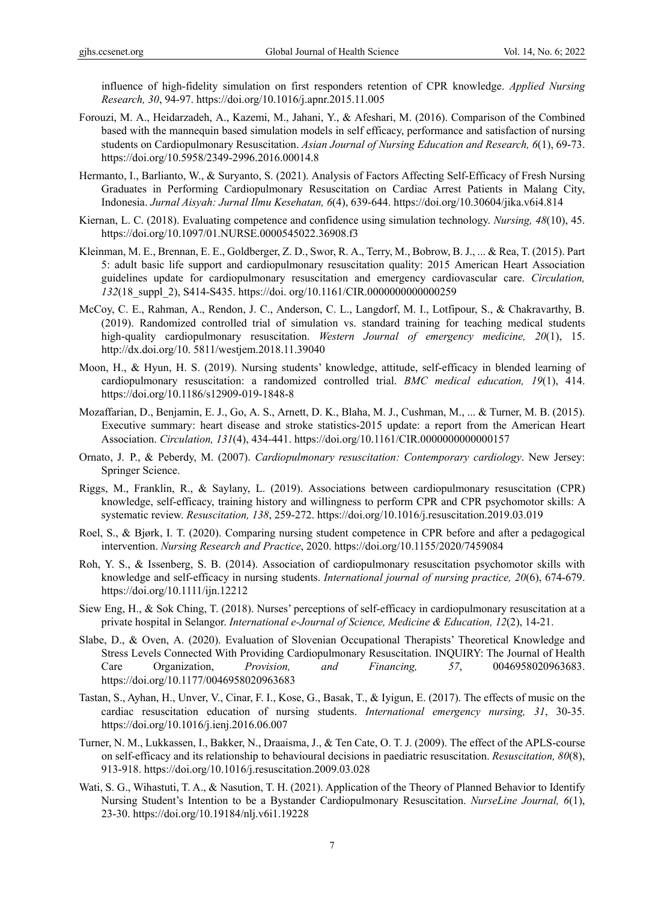influence of high-fidelity simulation on first responders retention of CPR knowledge. *Applied Nursing Research, 30*, 94-97. https://doi.org/10.1016/j.apnr.2015.11.005

Forouzi, M. A., Heidarzadeh, A., Kazemi, M., Jahani, Y., & Afeshari, M. (2016). Comparison of the Combined based with the mannequin based simulation models in self efficacy, performance and satisfaction of nursing students on Cardiopulmonary Resuscitation. *Asian Journal of Nursing Education and Research, 6*(1), 69-73. https://doi.org/10.5958/2349-2996.2016.00014.8

Hermanto, I., Barlianto, W., & Suryanto, S. (2021). Analysis of Factors Affecting Self-Efficacy of Fresh Nursing Graduates in Performing Cardiopulmonary Resuscitation on Cardiac Arrest Patients in Malang City, Indonesia. *Jurnal Aisyah: Jurnal Ilmu Kesehatan, 6*(4), 639-644. https://doi.org/10.30604/jika.v6i4.814

Kiernan, L. C. (2018). Evaluating competence and confidence using simulation technology. *Nursing, 48*(10), 45. https://doi.org/10.1097/01.NURSE.0000545022.36908.f3

Kleinman, M. E., Brennan, E. E., Goldberger, Z. D., Swor, R. A., Terry, M., Bobrow, B. J., ... & Rea, T. (2015). Part 5: adult basic life support and cardiopulmonary resuscitation quality: 2015 American Heart Association guidelines update for cardiopulmonary resuscitation and emergency cardiovascular care. *Circulation, 132*(18_suppl_2), S414-S435. https://doi. org/10.1161/CIR.0000000000000259

McCoy, C. E., Rahman, A., Rendon, J. C., Anderson, C. L., Langdorf, M. I., Lotfipour, S., & Chakravarthy, B. (2019). Randomized controlled trial of simulation vs. standard training for teaching medical students high-quality cardiopulmonary resuscitation. *Western Journal of emergency medicine, 20*(1), 15. http://dx.doi.org/10. 5811/westjem.2018.11.39040

Moon, H., & Hyun, H. S. (2019). Nursing students' knowledge, attitude, self-efficacy in blended learning of cardiopulmonary resuscitation: a randomized controlled trial. *BMC medical education, 19*(1), 414. https://doi.org/10.1186/s12909-019-1848-8

Mozaffarian, D., Benjamin, E. J., Go, A. S., Arnett, D. K., Blaha, M. J., Cushman, M., ... & Turner, M. B. (2015). Executive summary: heart disease and stroke statistics-2015 update: a report from the American Heart Association. *Circulation, 131*(4), 434-441. https://doi.org/10.1161/CIR.0000000000000157

Ornato, J. P., & Peberdy, M. (2007). *Cardiopulmonary resuscitation: Contemporary cardiology*. New Jersey: Springer Science.

Riggs, M., Franklin, R., & Saylany, L. (2019). Associations between cardiopulmonary resuscitation (CPR) knowledge, self-efficacy, training history and willingness to perform CPR and CPR psychomotor skills: A systematic review. *Resuscitation, 138*, 259-272. https://doi.org/10.1016/j.resuscitation.2019.03.019

Roel, S., & Bjørk, I. T. (2020). Comparing nursing student competence in CPR before and after a pedagogical intervention. *Nursing Research and Practice*, 2020. https://doi.org/10.1155/2020/7459084

Roh, Y. S., & Issenberg, S. B. (2014). Association of cardiopulmonary resuscitation psychomotor skills with knowledge and self-efficacy in nursing students. *International journal of nursing practice, 20*(6), 674-679. https://doi.org/10.1111/ijn.12212

Siew Eng, H., & Sok Ching, T. (2018). Nurses' perceptions of self-efficacy in cardiopulmonary resuscitation at a private hospital in Selangor. *International e-Journal of Science, Medicine & Education, 12*(2), 14-21.

Slabe, D., & Oven, A. (2020). Evaluation of Slovenian Occupational Therapists' Theoretical Knowledge and Stress Levels Connected With Providing Cardiopulmonary Resuscitation. INQUIRY: The Journal of Health Care Organization, *Provision, and Financing, 57*, 0046958020963683. https://doi.org/10.1177/0046958020963683

Tastan, S., Ayhan, H., Unver, V., Cinar, F. I., Kose, G., Basak, T., & Iyigun, E. (2017). The effects of music on the cardiac resuscitation education of nursing students. *International emergency nursing, 31*, 30-35. https://doi.org/10.1016/j.ienj.2016.06.007

Turner, N. M., Lukkassen, I., Bakker, N., Draaisma, J., & Ten Cate, O. T. J. (2009). The effect of the APLS-course on self-efficacy and its relationship to behavioural decisions in paediatric resuscitation. *Resuscitation, 80*(8), 913-918. https://doi.org/10.1016/j.resuscitation.2009.03.028

Wati, S. G., Wihastuti, T. A., & Nasution, T. H. (2021). Application of the Theory of Planned Behavior to Identify Nursing Student's Intention to be a Bystander Cardiopulmonary Resuscitation. *NurseLine Journal, 6*(1), 23-30. https://doi.org/10.19184/nlj.v6i1.19228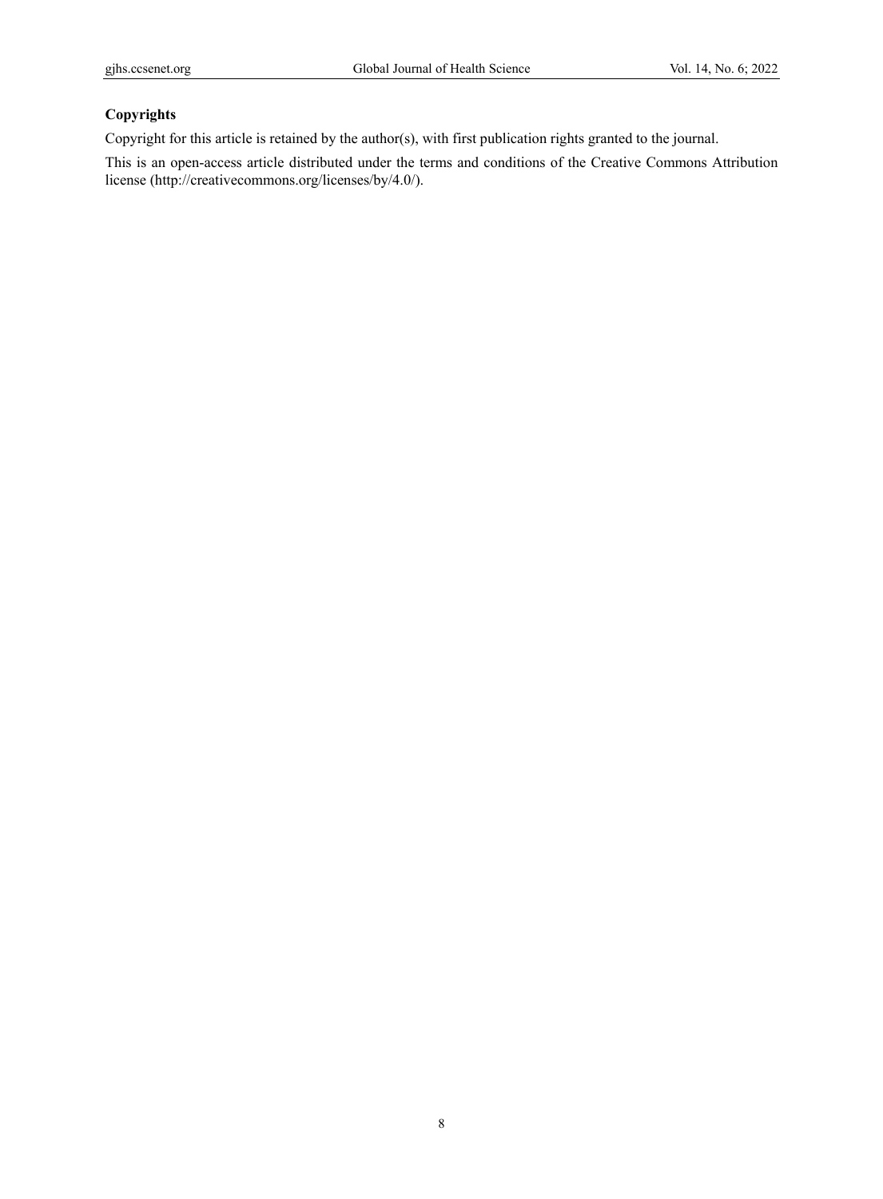**Copyrights**

Copyright for this article is retained by the author(s), with first publication rights granted to the journal.

This is an open-access article distributed under the terms and conditions of the Creative Commons Attribution license (http://creativecommons.org/licenses/by/4.0/).